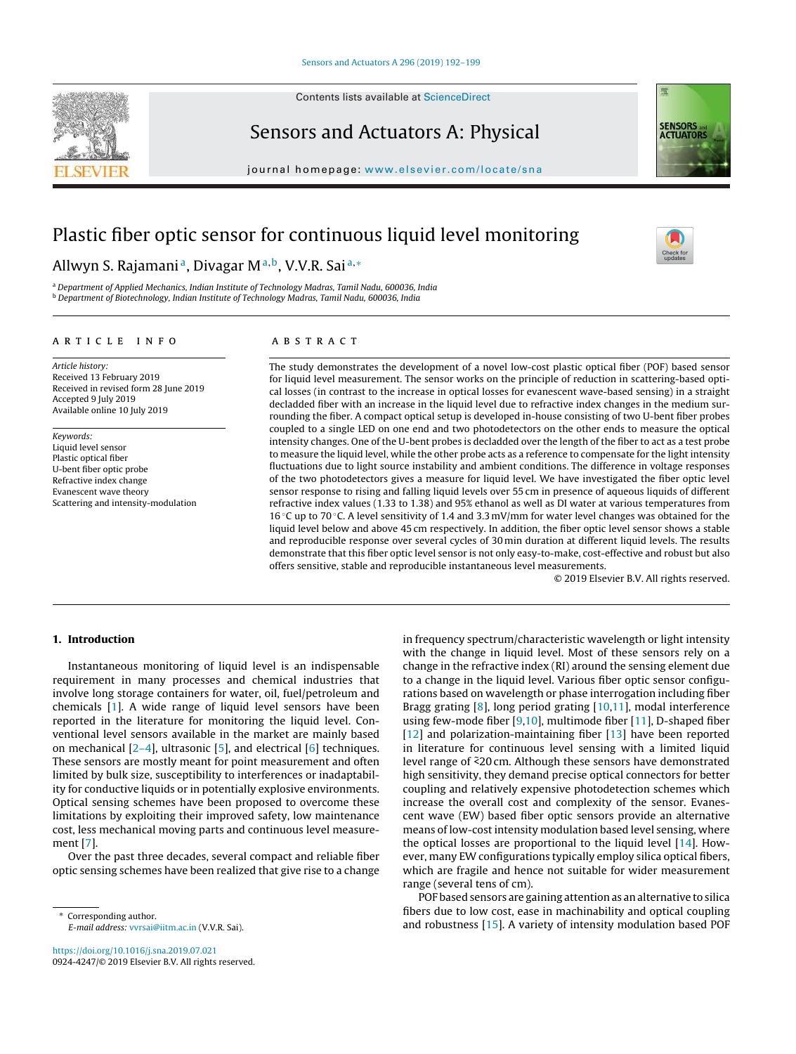# Plastic fiber optic sensor for continuous liquid level monitoring

Allwyn S. Rajamani [a], Divagar M [a,b], V.V.R. Sai [a,*]

[a] *Department of Applied Mechanics, Indian Institute of Technology Madras, Tamil Nadu, 600036, India*
[b] *Department of Biotechnology, Indian Institute of Technology Madras, Tamil Nadu, 600036, India*

## ARTICLE INFO

*Article history:*
Received 13 February 2019
Received in revised form 28 June 2019
Accepted 9 July 2019
Available online 10 July 2019

*Keywords:*
Liquid level sensor
Plastic optical fiber
U-bent fiber optic probe
Refractive index change
Evanescent wave theory
Scattering and intensity-modulation

## ABSTRACT

The study demonstrates the development of a novel low-cost plastic optical fiber (POF) based sensor for liquid level measurement. The sensor works on the principle of reduction in scattering-based optical losses (in contrast to the increase in optical losses for evanescent wave-based sensing) in a straight decladded fiber with an increase in the liquid level due to refractive index changes in the medium surrounding the fiber. A compact optical setup is developed in-house consisting of two U-bent fiber probes coupled to a single LED on one end and two photodetectors on the other ends to measure the optical intensity changes. One of the U-bent probes is decladded over the length of the fiber to act as a test probe to measure the liquid level, while the other probe acts as a reference to compensate for the light intensity fluctuations due to light source instability and ambient conditions. The difference in voltage responses of the two photodetectors gives a measure for liquid level. We have investigated the fiber optic level sensor response to rising and falling liquid levels over 55 cm in presence of aqueous liquids of different refractive index values (1.33 to 1.38) and 95% ethanol as well as DI water at various temperatures from 16 °C up to 70 °C. A level sensitivity of 1.4 and 3.3 mV/mm for water level changes was obtained for the liquid level below and above 45 cm respectively. In addition, the fiber optic level sensor shows a stable and reproducible response over several cycles of 30 min duration at different liquid levels. The results demonstrate that this fiber optic level sensor is not only easy-to-make, cost-effective and robust but also offers sensitive, stable and reproducible instantaneous level measurements.

© 2019 Elsevier B.V. All rights reserved.

## 1. Introduction

Instantaneous monitoring of liquid level is an indispensable requirement in many processes and chemical industries that involve long storage containers for water, oil, fuel/petrol and chemicals [1]. A wide range of liquid level sensors have been reported in the literature for monitoring the liquid level. Conventional level sensors available in the market are mainly based on mechanical [2–4], ultrasonic [5], and electrical [6] techniques. These sensors are mostly meant for point measurement and often limited by bulk size, susceptibility to interferences or inadaptability for conductive liquids or in potentially explosive environments. Optical sensing schemes have been proposed to overcome these limitations by exploiting their improved safety, low maintenance cost, less mechanical moving parts and continuous level measurement [7].

Over the past three decades, several compact and reliable fiber optic sensing schemes have been realized that give rise to a change in frequency spectrum/characteristic wavelength or light intensity with the change in liquid level. Most of these sensors rely on a change in the refractive index (RI) around the sensing element due to a change in the liquid level. Various fiber optic sensor configurations based on wavelength or phase interrogation including fiber Bragg grating [8], long period grating [10,11], modal interference using few-mode fiber [9,10], multimode fiber [11], D-shaped fiber [12] and polarization-maintaining fiber [13] have been reported in literature for continuous level sensing with a limited liquid level range of ≲20 cm. Although these sensors have demonstrated high sensitivity, they demand precise optical connectors for better coupling and relatively expensive photodetection schemes which increase the overall cost and complexity of the sensor. Evanescent wave (EW) based fiber optic sensors provide an alternative means of low-cost intensity modulation based level sensing, where the optical losses are proportional to the liquid level [14]. However, many EW configurations typically employ silica optical fibers, which are fragile and hence not suitable for wider measurement range (several tens of cm).

POF based sensors are gaining attention as an alternative to silica fibers due to low cost, ease in machinability and optical coupling and robustness [15]. A variety of intensity modulation based POF

* Corresponding author.
*E-mail address:* vvrsai@iitm.ac.in (V.V.R. Sai).

https://doi.org/10.1016/j.sna.2019.07.021
0924-4247/© 2019 Elsevier B.V. All rights reserved.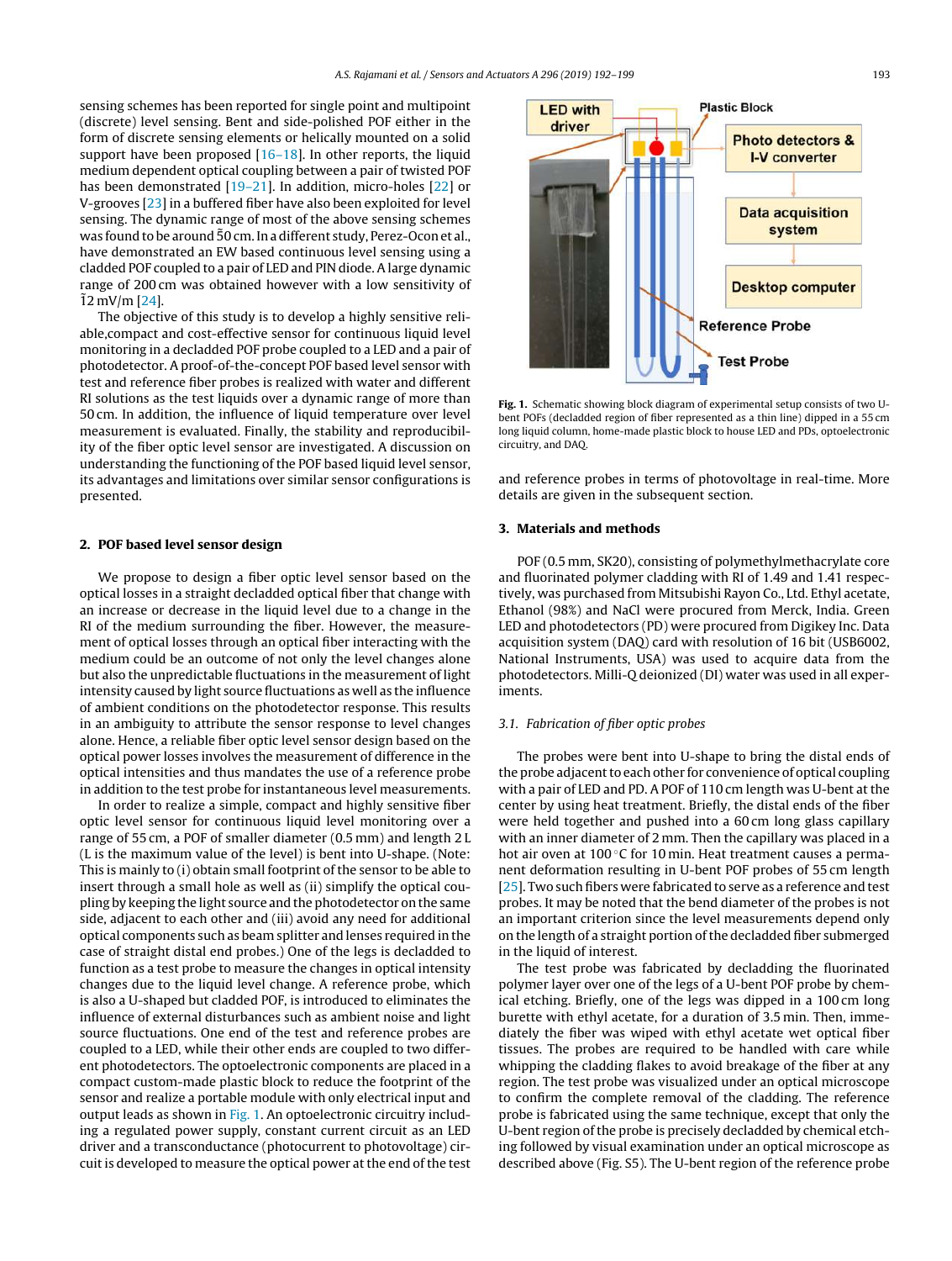sensing schemes has been reported for single point and multipoint (discrete) level sensing. Bent and side-polished POF either in the form of discrete sensing elements or helically mounted on a solid support have been proposed [16–18]. In other reports, the liquid medium dependent optical coupling between a pair of twisted POF has been demonstrated [19–21]. In addition, micro-holes [22] or V-grooves [23] in a buffered fiber have also been exploited for level sensing. The dynamic range of most of the above sensing schemes was found to be around ~50 cm. In a different study, Perez-Ocon et al., have demonstrated an EW based continuous level sensing using a cladded POF coupled to a pair of LED and PIN diode. A large dynamic range of 200 cm was obtained however with a low sensitivity of ~12 mV/m [24].

The objective of this study is to develop a highly sensitive reliable, compact and cost-effective sensor for continuous liquid level monitoring in a decladded POF probe coupled to a LED and a pair of photodetector. A proof-of-the-concept POF based level sensor with test and reference fiber probes is realized with water and different RI solutions as the test liquids over a dynamic range of more than 50 cm. In addition, the influence of liquid temperature over level measurement is evaluated. Finally, the stability and reproducibility of the fiber optic level sensor are investigated. A discussion on understanding the functioning of the POF based liquid level sensor, its advantages and limitations over similar sensor configurations is presented.

## 2. POF based level sensor design

We propose to design a fiber optic level sensor based on the optical losses in a straight decladded optical fiber that change with an increase or decrease in the liquid level due to a change in the RI of the medium surrounding the fiber. However, the measurement of optical losses through an optical fiber interacting with the medium could be an outcome of not only the level changes alone but also the unpredictable fluctuations in the measurement of light intensity caused by light source fluctuations as well as the influence of ambient conditions on the photodetector response. This results in an ambiguity to attribute the sensor response to level changes alone. Hence, a reliable fiber optic level sensor design based on the optical power losses involves the measurement of difference in the optical intensities and thus mandates the use of a reference probe in addition to the test probe for instantaneous level measurements.

In order to realize a simple, compact and highly sensitive fiber optic level sensor for continuous liquid level monitoring over a range of 55 cm, a POF of smaller diameter (0.5 mm) and length 2 L (L is the maximum value of the level) is bent into U-shape. (Note: This is mainly to (i) obtain small footprint of the sensor to be able to insert through a small hole as well as (ii) simplify the optical coupling by keeping the light source and the photodetector on the same side, adjacent to each other and (iii) avoid any need for additional optical components such as beam splitter and lenses required in the case of straight distal end probes.) One of the legs is decladded to function as a test probe to measure the changes in optical intensity changes due to the liquid level change. A reference probe, which is also a U-shaped but cladded POF, is introduced to eliminates the influence of external disturbances such as ambient noise and light source fluctuations. One end of the test and reference probes are coupled to a LED, while their other ends are coupled to two different photodetectors. The optoelectronic components are placed in a compact custom-made plastic block to reduce the footprint of the sensor and realize a portable module with only electrical input and output leads as shown in Fig. 1. An optoelectronic circuitry including a regulated power supply, constant current circuit as an LED driver and a transconductance (photocurrent to photovoltage) circuit is developed to measure the optical power at the end of the test and reference probes in terms of photovoltage in real-time. More details are given in the subsequent section.

**Fig. 1.** Schematic showing block diagram of experimental setup consists of two U-bent POFs (decladded region of fiber represented as a thin line) dipped in a 55 cm long liquid column, home-made plastic block to house LED and PDs, optoelectronic circuitry, and DAQ.

## 3. Materials and methods

POF (0.5 mm, SK20), consisting of polymethylmethacrylate core and fluorinated polymer cladding with RI of 1.49 and 1.41 respectively, was purchased from Mitsubishi Rayon Co., Ltd. Ethyl acetate, Ethanol (98%) and NaCl were procured from Merck, India. Green LED and photodetectors (PD) were procured from Digikey Inc. Data acquisition system (DAQ) card with resolution of 16 bit (USB6002, National Instruments, USA) was used to acquire data from the photodetectors. Milli-Q deionized (DI) water was used in all experiments.

### 3.1. Fabrication of fiber optic probes

The probes were bent into U-shape to bring the distal ends of the probe adjacent to each other for convenience of optical coupling with a pair of LED and PD. A POF of 110 cm length was U-bent at the center by using heat treatment. Briefly, the distal ends of the fiber were held together and pushed into a 60 cm long glass capillary with an inner diameter of 2 mm. Then the capillary was placed in a hot air oven at 100 °C for 10 min. Heat treatment causes a permanent deformation resulting in U-bent POF probes of 55 cm length [25]. Two such fibers were fabricated to serve as a reference and test probes. It may be noted that the bend diameter of the probes is not an important criterion since the level measurements depend only on the length of a straight portion of the decladded fiber submerged in the liquid of interest.

The test probe was fabricated by decladding the fluorinated polymer layer over one of the legs of a U-bent POF probe by chemical etching. Briefly, one of the legs was dipped in a 100 cm long burette with ethyl acetate, for a duration of 3.5 min. Then, immediately the fiber was wiped with ethyl acetate wet optical fiber tissues. The probes are required to be handled with care while whipping the cladding flakes to avoid breakage of the fiber at any region. The test probe was visualized under an optical microscope to confirm the complete removal of the cladding. The reference probe is fabricated using the same technique, except that only the U-bent region of the probe is precisely decladded by chemical etching followed by visual examination under an optical microscope as described above (Fig. S5). The U-bent region of the reference probe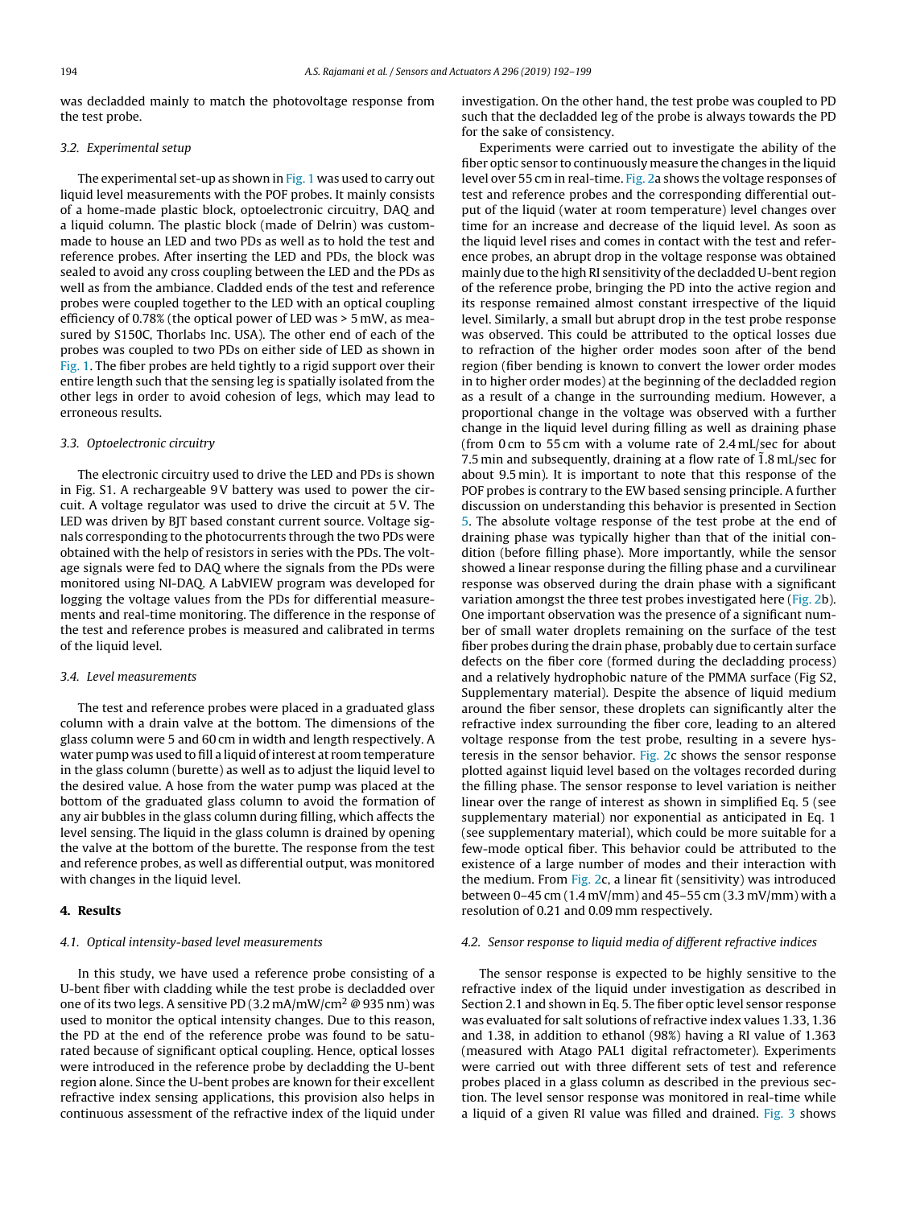was decladded mainly to match the photovoltage response from the test probe.

### 3.2. Experimental setup

The experimental set-up as shown in Fig. 1 was used to carry out liquid level measurements with the POF probes. It mainly consists of a home-made plastic block, optoelectronic circuitry, DAQ and a liquid column. The plastic block (made of Delrin) was custom-made to house an LED and two PDs as well as to hold the test and reference probes. After inserting the LED and PDs, the block was sealed to avoid any cross coupling between the LED and the PDs as well as from the ambiance. Cladded ends of the test and reference probes were coupled together to the LED with an optical coupling efficiency of 0.78% (the optical power of LED was > 5 mW, as measured by S150C, Thorlabs Inc. USA). The other end of each of the probes was coupled to two PDs on either side of LED as shown in Fig. 1. The fiber probes are held tightly to a rigid support over their entire length such that the sensing leg is spatially isolated from the other legs in order to avoid cohesion of legs, which may lead to erroneous results.

### 3.3. Optoelectronic circuitry

The electronic circuitry used to drive the LED and PDs is shown in Fig. S1. A rechargeable 9 V battery was used to power the circuit. A voltage regulator was used to drive the circuit at 5 V. The LED was driven by BJT based constant current source. Voltage signals corresponding to the photocurrents through the two PDs were obtained with the help of resistors in series with the PDs. The voltage signals were fed to DAQ where the signals from the PDs were monitored using NI-DAQ. A LabVIEW program was developed for logging the voltage values from the PDs for differential measurements and real-time monitoring. The difference in the response of the test and reference probes is measured and calibrated in terms of the liquid level.

### 3.4. Level measurements

The test and reference probes were placed in a graduated glass column with a drain valve at the bottom. The dimensions of the glass column were 5 and 60 cm in width and length respectively. A water pump was used to fill a liquid of interest at room temperature in the glass column (burette) as well as to adjust the liquid level to the desired value. A hose from the water pump was placed at the bottom of the graduated glass column to avoid the formation of any air bubbles in the glass column during filling, which affects the level sensing. The liquid in the glass column is drained by opening the valve at the bottom of the burette. The response from the test and reference probes, as well as differential output, was monitored with changes in the liquid level.

## 4. Results

### 4.1. Optical intensity-based level measurements

In this study, we have used a reference probe consisting of a U-bent fiber with cladding while the test probe is decladded over one of its two legs. A sensitive PD (3.2 mA/mW/cm$^2$ @ 935 nm) was used to monitor the optical intensity changes. Due to this reason, the PD at the end of the reference probe was found to be saturated because of significant optical coupling. Hence, optical losses were introduced in the reference probe by decladding the U-bent region alone. Since the U-bent probes are known for their excellent refractive index sensing applications, this provision also helps in continuous assessment of the refractive index of the liquid under investigation. On the other hand, the test probe was coupled to PD such that the decladded leg of the probe is always towards the PD for the sake of consistency.

Experiments were carried out to investigate the ability of the fiber optic sensor to continuously measure the changes in the liquid level over 55 cm in real-time. Fig. 2a shows the voltage responses of test and reference probes and the corresponding differential output of the liquid (water at room temperature) level changes over time for an increase and decrease of the liquid level. As soon as the liquid level rises and comes in contact with the test and reference probes, an abrupt drop in the voltage response was obtained mainly due to the high RI sensitivity of the decladded U-bent region of the reference probe, bringing the PD into the active region and its response remained almost constant irrespective of the liquid level. Similarly, a small but abrupt drop in the test probe response was observed. This could be attributed to the optical losses due to refraction of the higher order modes soon after of the bend region (fiber bending is known to convert the lower order modes in to higher order modes) at the beginning of the decladded region as a result of a change in the surrounding medium. However, a proportional change in the voltage was observed with a further change in the liquid level during filling as well as draining phase (from 0 cm to 55 cm with a volume rate of 2.4 mL/sec for about 7.5 min and subsequently, draining at a flow rate of $\tilde{1}.8$ mL/sec for about 9.5 min). It is important to note that this response of the POF probes is contrary to the EW based sensing principle. A further discussion on understanding this behavior is presented in Section 5. The absolute voltage response of the test probe at the end of draining phase was typically higher than that of the initial condition (before filling phase). More importantly, while the sensor showed a linear response during the filling phase and a curvilinear response was observed during the drain phase with a significant variation amongst the three test probes investigated here (Fig. 2b). One important observation was the presence of a significant number of small water droplets remaining on the surface of the test fiber probes during the drain phase, probably due to certain surface defects on the fiber core (formed during the decladding process) and a relatively hydrophobic nature of the PMMA surface (Fig S2, Supplementary material). Despite the absence of liquid medium around the fiber sensor, these droplets can significantly alter the refractive index surrounding the fiber core, leading to an altered voltage response from the test probe, resulting in a severe hysteresis in the sensor behavior. Fig. 2c shows the sensor response plotted against liquid level based on the voltages recorded during the filling phase. The sensor response to level variation is neither linear over the range of interest as shown in simplified Eq. 5 (see supplementary material) nor exponential as anticipated in Eq. 1 (see supplementary material), which could be more suitable for a few-mode optical fiber. This behavior could be attributed to the existence of a large number of modes and their interaction with the medium. From Fig. 2c, a linear fit (sensitivity) was introduced between 0–45 cm (1.4 mV/mm) and 45–55 cm (3.3 mV/mm) with a resolution of 0.21 and 0.09 mm respectively.

### 4.2. Sensor response to liquid media of different refractive indices

The sensor response is expected to be highly sensitive to the refractive index of the liquid under investigation as described in Section 2.1 and shown in Eq. 5. The fiber optic level sensor response was evaluated for salt solutions of refractive index values 1.33, 1.36 and 1.38, in addition to ethanol (98%) having a RI value of 1.363 (measured with Atago PAL1 digital refractometer). Experiments were carried out with three different sets of test and reference probes placed in a glass column as described in the previous section. The level sensor response was monitored in real-time while a liquid of a given RI value was filled and drained. Fig. 3 shows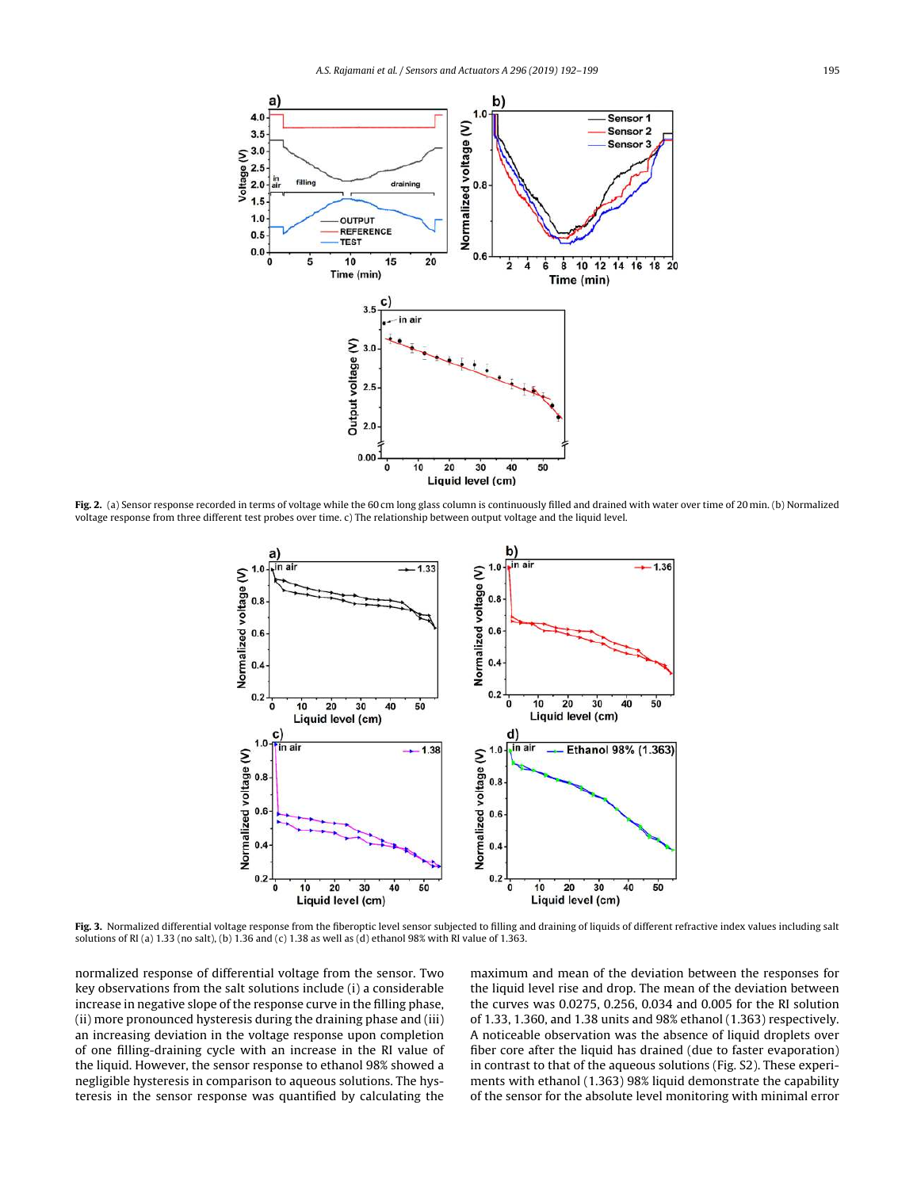**Fig. 2.** (a) Sensor response recorded in terms of voltage while the 60 cm long glass column is continuously filled and drained with water over time of 20 min. (b) Normalized voltage response from three different test probes over time. c) The relationship between output voltage and the liquid level.

**Fig. 3.** Normalized differential voltage response from the fiberoptic level sensor subjected to filling and draining of liquids of different refractive index values including salt solutions of RI (a) 1.33 (no salt), (b) 1.36 and (c) 1.38 as well as (d) ethanol 98% with RI value of 1.363.

normalized response of differential voltage from the sensor. Two key observations from the salt solutions include (i) a considerable increase in negative slope of the response curve in the filling phase, (ii) more pronounced hysteresis during the draining phase and (iii) an increasing deviation in the voltage response upon completion of one filling-draining cycle with an increase in the RI value of the liquid. However, the sensor response to ethanol 98% showed a negligible hysteresis in comparison to aqueous solutions. The hysteresis in the sensor response was quantified by calculating the maximum and mean of the deviation between the responses for the liquid level rise and drop. The mean of the deviation between the curves was 0.0275, 0.256, 0.034 and 0.005 for the RI solution of 1.33, 1.360, and 1.38 units and 98% ethanol (1.363) respectively. A noticeable observation was the absence of liquid droplets over fiber core after the liquid has drained (due to faster evaporation) in contrast to that of the aqueous solutions (Fig. S2). These experiments with ethanol (1.363) 98% liquid demonstrate the capability of the sensor for the absolute level monitoring with minimal error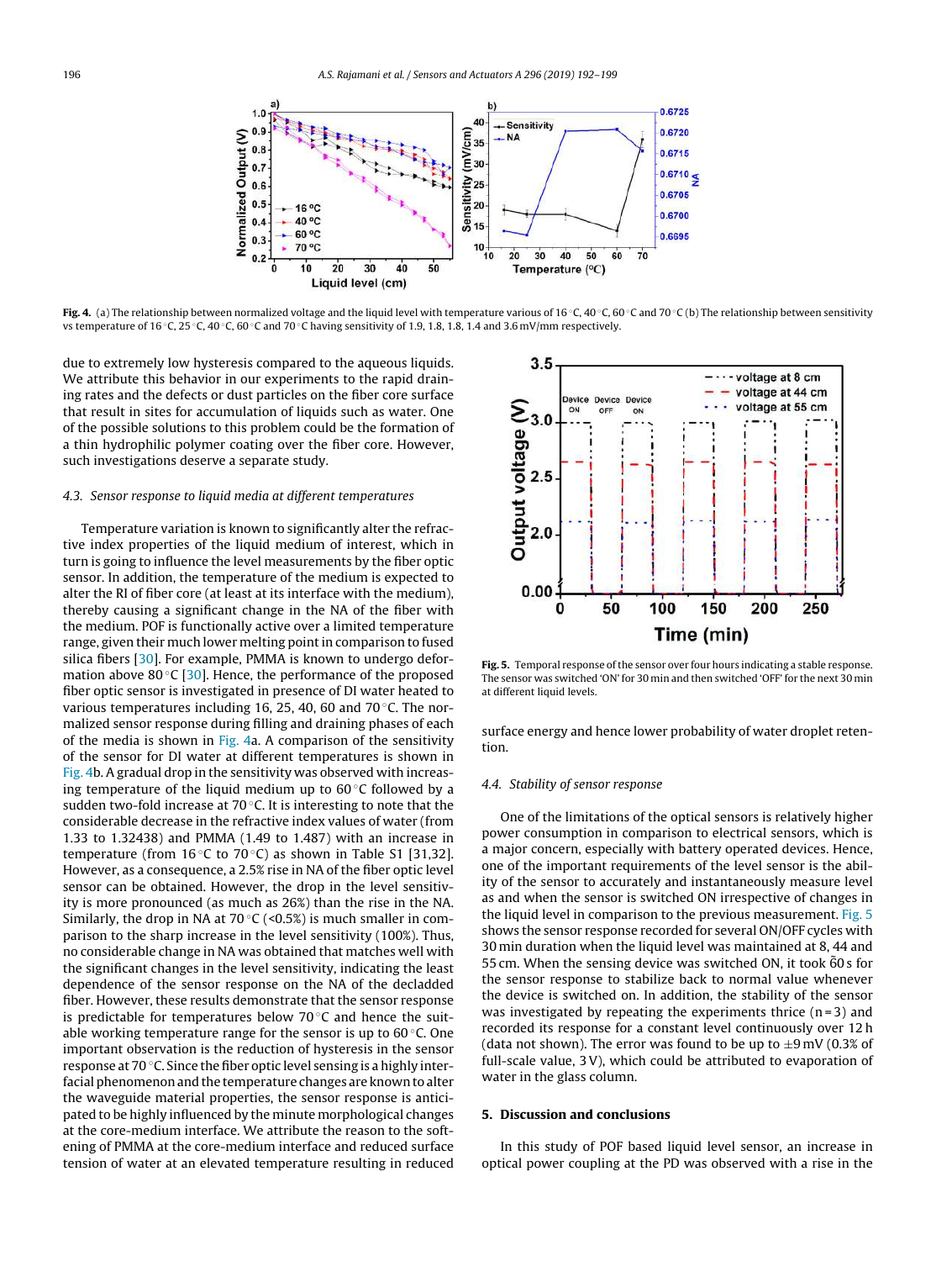due to extremely low hysteresis compared to the aqueous liquids. We attribute this behavior in our experiments to the rapid draining rates and the defects or dust particles on the fiber core surface that result in sites for accumulation of liquids such as water. One of the possible solutions to this problem could be the formation of a thin hydrophilic polymer coating over the fiber core. However, such investigations deserve a separate study.

### 4.3. Sensor response to liquid media at different temperatures

Temperature variation is known to significantly alter the refractive index properties of the liquid medium of interest, which in turn is going to influence the level measurements by the fiber optic sensor. In addition, the temperature of the medium is expected to alter the RI of fiber core (at least at its interface with the medium), thereby causing a significant change in the NA of the fiber with the medium. POF is functionally active over a limited temperature range, given their much lower melting point in comparison to fused silica fibers [30]. For example, PMMA is known to undergo deformation above 80 °C [30]. Hence, the performance of the proposed fiber optic sensor is investigated in presence of DI water heated to various temperatures including 16, 25, 40, 60 and 70 °C. The normalized sensor response during filling and draining phases of each of the media is shown in Fig. 4a. A comparison of the sensitivity of the sensor for DI water at different temperatures is shown in Fig. 4b. A gradual drop in the sensitivity was observed with increasing temperature of the liquid medium up to 60 °C followed by a sudden two-fold increase at 70 °C. It is interesting to note that the considerable decrease in the refractive index values of water (from 1.33 to 1.32438) and PMMA (1.49 to 1.487) with an increase in temperature (from 16 °C to 70 °C) as shown in Table S1 [31,32]. However, as a consequence, a 2.5% rise in NA of the fiber optic level sensor can be obtained. However, the drop in the level sensitivity is more pronounced (as much as 26%) than the rise in the NA. Similarly, the drop in NA at 70 °C (<0.5%) is much smaller in comparison to the sharp increase in the level sensitivity (100%). Thus, no considerable change in NA was obtained that matches well with the significant changes in the level sensitivity, indicating the least dependence of the sensor response on the NA of the decladded fiber. However, these results demonstrate that the sensor response is predictable for temperatures below 70 °C and hence the suitable working temperature range for the sensor is up to 60 °C. One important observation is the reduction of hysteresis in the sensor response at 70 °C. Since the fiber optic level sensing is a highly interfacial phenomenon and the temperature changes are known to alter the waveguide material properties, the sensor response is anticipated to be highly influenced by the minute morphological changes at the core-medium interface. We attribute the reason to the softening of PMMA at the core-medium interface and reduced surface tension of water at an elevated temperature resulting in reduced surface energy and hence lower probability of water droplet retention.

**Fig. 4.** (a) The relationship between normalized voltage and the liquid level with temperature various of 16 °C, 40 °C, 60 °C and 70 °C (b) The relationship between sensitivity vs temperature of 16 °C, 25 °C, 40 °C, 60 °C and 70 °C having sensitivity of 1.9, 1.8, 1.8, 1.4 and 3.6 mV/mm respectively.

**Fig. 5.** Temporal response of the sensor over four hours indicating a stable response. The sensor was switched 'ON' for 30 min and then switched 'OFF' for the next 30 min at different liquid levels.

### 4.4. Stability of sensor response

One of the limitations of the optical sensors is relatively higher power consumption in comparison to electrical sensors, which is a major concern, especially with battery operated devices. Hence, one of the important requirements of the level sensor is the ability of the sensor to accurately and instantaneously measure level as and when the sensor is switched ON irrespective of changes in the liquid level in comparison to the previous measurement. Fig. 5 shows the sensor response recorded for several ON/OFF cycles with 30 min duration when the liquid level was maintained at 8, 44 and 55 cm. When the sensing device was switched ON, it took 6̃0 s for the sensor response to stabilize back to normal value whenever the device is switched on. In addition, the stability of the sensor was investigated by repeating the experiments thrice (n = 3) and recorded its response for a constant level continuously over 12 h (data not shown). The error was found to be up to ±9 mV (0.3% of full-scale value, 3 V), which could be attributed to evaporation of water in the glass column.

## 5. Discussion and conclusions

In this study of POF based liquid level sensor, an increase in optical power coupling at the PD was observed with a rise in the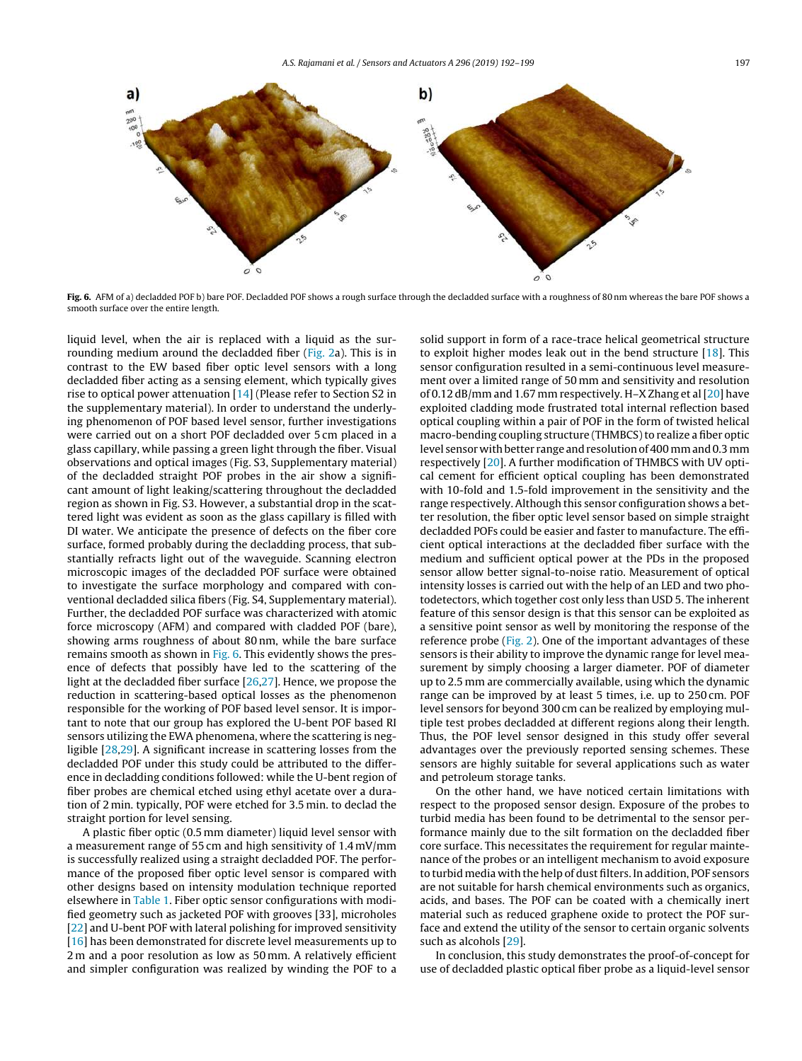**Fig. 6.** AFM of a) decladded POF b) bare POF. Decladded POF shows a rough surface through the decladded surface with a roughness of 80 nm whereas the bare POF shows a smooth surface over the entire length.

liquid level, when the air is replaced with a liquid as the surrounding medium around the decladded fiber (Fig. 2a). This is in contrast to the EW based fiber optic level sensors with a long decladded fiber acting as a sensing element, which typically gives rise to optical power attenuation [14] (Please refer to Section S2 in the supplementary material). In order to understand the underlying phenomenon of POF based level sensor, further investigations were carried out on a short POF decladded over 5 cm placed in a glass capillary, while passing a green light through the fiber. Visual observations and optical images (Fig. S3, Supplementary material) of the decladded straight POF probes in the air show a significant amount of light leaking/scattering throughout the decladded region as shown in Fig. S3. However, a substantial drop in the scattered light was evident as soon as the glass capillary is filled with DI water. We anticipate the presence of defects on the fiber core surface, formed probably during the decladding process, that substantially refracts light out of the waveguide. Scanning electron microscopic images of the decladded POF surface were obtained to investigate the surface morphology and compared with conventional decladded silica fibers (Fig. S4, Supplementary material). Further, the decladded POF surface was characterized with atomic force microscopy (AFM) and compared with cladded POF (bare), showing arms roughness of about 80 nm, while the bare surface remains smooth as shown in Fig. 6. This evidently shows the presence of defects that possibly have led to the scattering of the light at the decladded fiber surface [26,27]. Hence, we propose the reduction in scattering-based optical losses as the phenomenon responsible for the working of POF based level sensor. It is important to note that our group has explored the U-bent POF based RI sensors utilizing the EWA phenomena, where the scattering is negligible [28,29]. A significant increase in scattering losses from the decladded POF under this study could be attributed to the difference in decladding conditions followed: while the U-bent region of fiber probes are chemical etched using ethyl acetate over a duration of 2 min. typically, POF were etched for 3.5 min. to declad the straight portion for level sensing.

A plastic fiber optic (0.5 mm diameter) liquid level sensor with a measurement range of 55 cm and high sensitivity of 1.4 mV/mm is successfully realized using a straight decladded POF. The performance of the proposed fiber optic level sensor is compared with other designs based on intensity modulation technique reported elsewhere in Table 1. Fiber optic sensor configurations with modified geometry such as jacketed POF with grooves [33], microholes [22] and U-bent POF with lateral polishing for improved sensitivity [16] has been demonstrated for discrete level measurements up to 2 m and a poor resolution as low as 50 mm. A relatively efficient and simpler configuration was realized by winding the POF to a solid support in form of a race-trace helical geometrical structure to exploit higher modes leak out in the bend structure [18]. This sensor configuration resulted in a semi-continuous level measurement over a limited range of 50 mm and sensitivity and resolution of 0.12 dB/mm and 1.67 mm respectively. H–X Zhang et al [20] have exploited cladding mode frustrated total internal reflection based optical coupling within a pair of POF in the form of twisted helical macro-bending coupling structure (THMBCS) to realize a fiber optic level sensor with better range and resolution of 400 mm and 0.3 mm respectively [20]. A further modification of THMBCS with UV optical cement for efficient optical coupling has been demonstrated with 10-fold and 1.5-fold improvement in the sensitivity and the range respectively. Although this sensor configuration shows a better resolution, the fiber optic level sensor based on simple straight decladded POFs could be easier and faster to manufacture. The efficient optical interactions at the decladded fiber surface with the medium and sufficient optical power at the PDs in the proposed sensor allow better signal-to-noise ratio. Measurement of optical intensity losses is carried out with the help of an LED and two photodetectors, which together cost only less than USD 5. The inherent feature of this sensor design is that this sensor can be exploited as a sensitive point sensor as well by monitoring the response of the reference probe (Fig. 2). One of the important advantages of these sensors is their ability to improve the dynamic range for level measurement by simply choosing a larger diameter. POF of diameter up to 2.5 mm are commercially available, using which the dynamic range can be improved by at least 5 times, i.e. up to 250 cm. POF level sensors for beyond 300 cm can be realized by employing multiple test probes decladded at different regions along their length. Thus, the POF level sensor designed in this study offer several advantages over the previously reported sensing schemes. These sensors are highly suitable for several applications such as water and petroleum storage tanks.

On the other hand, we have noticed certain limitations with respect to the proposed sensor design. Exposure of the probes to turbid media has been found to be detrimental to the sensor performance mainly due to the silt formation on the decladded fiber core surface. This necessitates the requirement for regular maintenance of the probes or an intelligent mechanism to avoid exposure to turbid media with the help of dust filters. In addition, POF sensors are not suitable for harsh chemical environments such as organics, acids, and bases. The POF can be coated with a chemically inert material such as reduced graphene oxide to protect the POF surface and extend the utility of the sensor to certain organic solvents such as alcohols [29].

In conclusion, this study demonstrates the proof-of-concept for use of decladded plastic optical fiber probe as a liquid-level sensor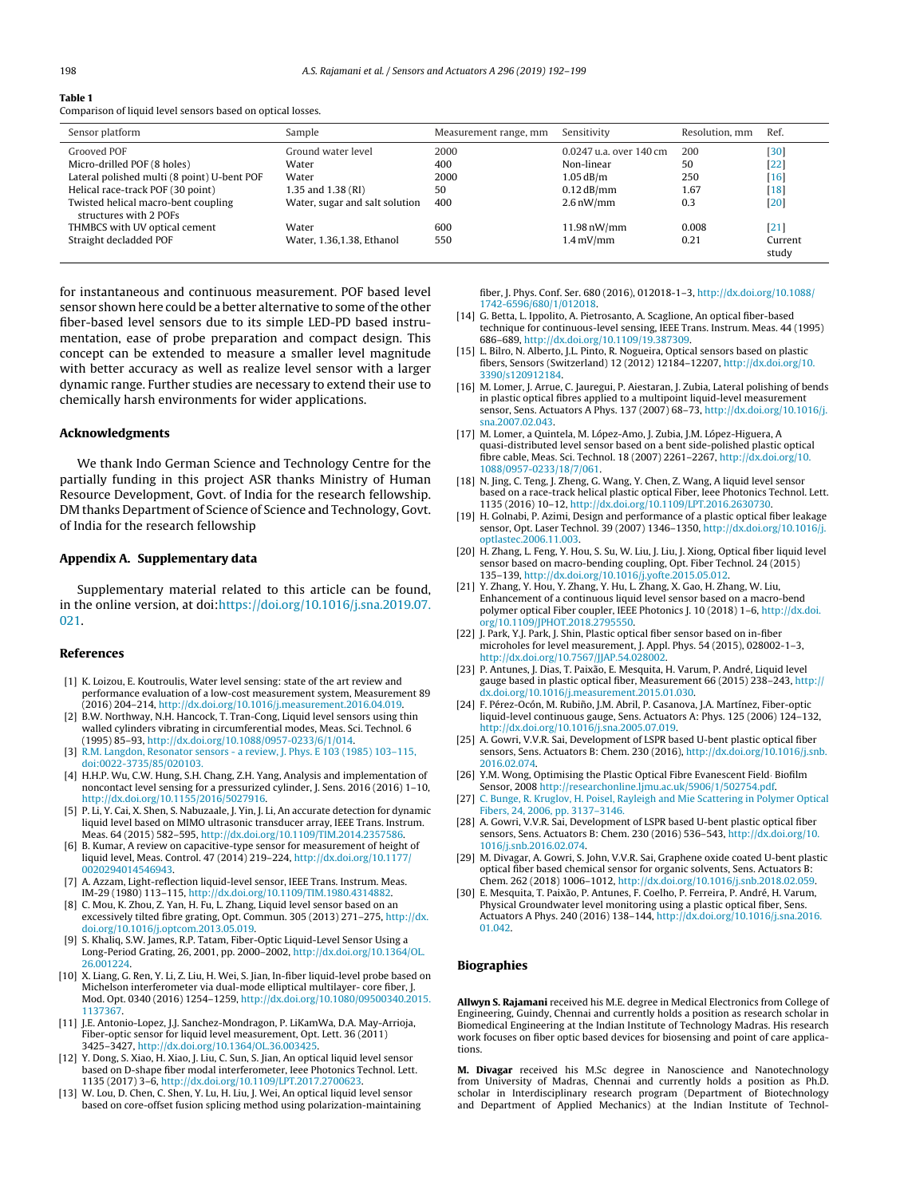**Table 1**
Comparison of liquid level sensors based on optical losses.

| Sensor platform | Sample | Measurement range, mm | Sensitivity | Resolution, mm | Ref. |
|---|---|---|---|---|---|
| Grooved POF | Ground water level | 2000 | 0.0247 u.a. over 140 cm | 200 | [30] |
| Micro-drilled POF (8 holes) | Water | 400 | Non-linear | 50 | [22] |
| Lateral polished multi (8 point) U-bent POF | Water | 2000 | 1.05 dB/m | 250 | [16] |
| Helical race-track POF (30 point) | 1.35 and 1.38 (RI) | 50 | 0.12 dB/mm | 1.67 | [18] |
| Twisted helical macro-bent coupling structures with 2 POFs | Water, sugar and salt solution | 400 | 2.6 nW/mm | 0.3 | [20] |
| THMBCS with UV optical cement | Water | 600 | 11.98 nW/mm | 0.008 | [21] |
| Straight decladded POF | Water, 1.36,1.38, Ethanol | 550 | 1.4 mV/mm | 0.21 | Current study |

for instantaneous and continuous measurement. POF based level sensor shown here could be a better alternative to some of the other fiber-based level sensors due to its simple LED-PD based instrumentation, ease of probe preparation and compact design. This concept can be extended to measure a smaller level magnitude with better accuracy as well as realize level sensor with a larger dynamic range. Further studies are necessary to extend their use to chemically harsh environments for wider applications.

## Acknowledgments

We thank Indo German Science and Technology Centre for the partially funding in this project ASR thanks Ministry of Human Resource Development, Govt. of India for the research fellowship. DM thanks Department of Science of Science and Technology, Govt. of India for the research fellowship

## Appendix A. Supplementary data

Supplementary material related to this article can be found, in the online version, at doi:https://doi.org/10.1016/j.sna.2019.07.021.

## References

[1] K. Loizou, E. Koutroulis, Water level sensing: state of the art review and performance evaluation of a low-cost measurement system, Measurement 89 (2016) 204–214, http://dx.doi.org/10.1016/j.measurement.2016.04.019.

[2] B.W. Northway, N.H. Hancock, T. Tran-Cong, Liquid level sensors using thin walled cylinders vibrating in circumferential modes, Meas. Sci. Technol. 6 (1995) 85–93, http://dx.doi.org/10.1088/0957-0233/6/1/014.

[3] R.M. Langdon, Resonator sensors - a review, J. Phys. E 103 (1985) 103–115, doi:0022-3735/85/020103.

[4] H.H.P. Wu, C.W. Hung, S.H. Chang, Z.H. Yang, Analysis and implementation of noncontact level sensing for a pressurized cylinder, J. Sens. 2016 (2016) 1–10, http://dx.doi.org/10.1155/2016/5027916.

[5] P. Li, Y. Cai, X. Shen, S. Nabuzaale, J. Yin, J. Li, An accurate detection for dynamic liquid level based on MIMO ultrasonic transducer array, IEEE Trans. Instrum. Meas. 64 (2015) 582–595, http://dx.doi.org/10.1109/TIM.2014.2357586.

[6] B. Kumar, A review on capacitive-type sensor for measurement of height of liquid level, Meas. Control. 47 (2014) 219–224, http://dx.doi.org/10.1177/0020294014546943.

[7] A. Azzam, Light-reflection liquid-level sensor, IEEE Trans. Instrum. Meas. IM-29 (1980) 113–115, http://dx.doi.org/10.1109/TIM.1980.4314882.

[8] C. Mou, K. Zhou, Z. Yan, H. Fu, L. Zhang, Liquid level sensor based on an excessively tilted fibre grating, Opt. Commun. 305 (2013) 271–275, http://dx.doi.org/10.1016/j.optcom.2013.05.019.

[9] S. Khaliq, S.W. James, R.P. Tatam, Fiber-Optic Liquid-Level Sensor Using a Long-Period Grating, 26, 2001, pp. 2000–2002, http://dx.doi.org/10.1364/OL.26.001224.

[10] X. Liang, G. Ren, Y. Li, Z. Liu, H. Wei, S. Jian, In-fiber liquid-level probe based on Michelson interferometer via dual-mode elliptical multilayer- core fiber, J. Mod. Opt. 0340 (2016) 1254–1259, http://dx.doi.org/10.1080/09500340.2015.1137367.

[11] J.E. Antonio-Lopez, J.J. Sanchez-Mondragon, P. LiKamWa, D.A. May-Arrioja, Fiber-optic sensor for liquid level measurement, Opt. Lett. 36 (2011) 3425–3427, http://dx.doi.org/10.1364/OL.36.003425.

[12] Y. Dong, S. Xiao, H. Xiao, J. Liu, C. Sun, S. Jian, An optical liquid level sensor based on D-shape fiber modal interferometer, Ieee Photonics Technol. Lett. 1135 (2017) 3–6, http://dx.doi.org/10.1109/LPT.2017.2700623.

[13] W. Lou, D. Chen, C. Shen, Y. Lu, H. Liu, J. Wei, An optical liquid level sensor based on core-offset fusion splicing method using polarization-maintaining fiber, J. Phys. Conf. Ser. 680 (2016), 012018-1–3, http://dx.doi.org/10.1088/1742-6596/680/1/012018.

[14] G. Betta, L. Ippolito, A. Pietrosanto, A. Scaglione, An optical fiber-based technique for continuous-level sensing, IEEE Trans. Instrum. Meas. 44 (1995) 686–689, http://dx.doi.org/10.1109/19.387309.

[15] L. Bilro, N. Alberto, J.L. Pinto, R. Nogueira, Optical sensors based on plastic fibers, Sensors (Switzerland) 12 (2012) 12184–12207, http://dx.doi.org/10.3390/s120912184.

[16] M. Lomer, J. Arrue, C. Jauregui, P. Aiestaran, J. Zubia, Lateral polishing of bends in plastic optical fibres applied to a multipoint liquid-level measurement sensor, Sens. Actuators A Phys. 137 (2007) 68–73, http://dx.doi.org/10.1016/j.sna.2007.02.043.

[17] M. Lomer, a Quintela, M. López-Amo, J. Zubia, J.M. López-Higuera, A quasi-distributed level sensor based on a bent side-polished plastic optical fibre cable, Meas. Sci. Technol. 18 (2007) 2261–2267, http://dx.doi.org/10.1088/0957-0233/18/7/061.

[18] N. Jing, C. Teng, J. Zheng, G. Wang, Y. Chen, Z. Wang, A liquid level sensor based on a race-track helical plastic optical Fiber, Ieee Photonics Technol. Lett. 1135 (2016) 10–12, http://dx.doi.org/10.1109/LPT.2016.2630730.

[19] H. Golnabi, P. Azimi, Design and performance of a plastic optical fiber leakage sensor, Opt. Laser Technol. 39 (2007) 1346–1350, http://dx.doi.org/10.1016/j.optlastec.2006.11.003.

[20] H. Zhang, L. Feng, Y. Hou, S. Su, W. Liu, J. Liu, J. Xiong, Optical fiber liquid level sensor based on macro-bending coupling, Opt. Fiber Technol. 24 (2015) 135–139, http://dx.doi.org/10.1016/j.yofte.2015.05.012.

[21] Y. Zhang, Y. Hou, Y. Zhang, Y. Hu, L. Zhang, X. Gao, H. Zhang, W. Liu, Enhancement of a continuous liquid level sensor based on a macro-bend polymer optical Fiber coupler, IEEE Photonics J. 10 (2018) 1–6, http://dx.doi.org/10.1109/JPHOT.2018.2795550.

[22] J. Park, Y.J. Park, J. Shin, Plastic optical fiber sensor based on in-fiber microholes for level measurement, J. Appl. Phys. 54 (2015), 028002-1–3, http://dx.doi.org/10.7567/JJAP.54.028002.

[23] P. Antunes, J. Dias, T. Paixão, E. Mesquita, H. Varum, P. André, Liquid level gauge based in plastic optical fiber, Measurement 66 (2015) 238–243, http://dx.doi.org/10.1016/j.measurement.2015.01.030.

[24] F. Pérez-Ocón, M. Rubiño, J.M. Abril, P. Casanova, J.A. Martínez, Fiber-optic liquid-level continuous gauge, Sens. Actuators A: Phys. 125 (2006) 124–132, http://dx.doi.org/10.1016/j.sna.2005.07.019.

[25] A. Gowri, V.V.R. Sai, Development of LSPR based U-bent plastic optical fiber sensors, Sens. Actuators B: Chem. 230 (2016), http://dx.doi.org/10.1016/j.snb.2016.02.074.

[26] Y.M. Wong, Optimising the Plastic Optical Fibre Evanescent Field· Biofilm Sensor, 2008 http://researchonline.ljmu.ac.uk/5906/1/502754.pdf.

[27] C. Bunge, R. Kruglov, H. Poisel, Rayleigh and Mie Scattering in Polymer Optical Fibers, 24, 2006, pp. 3137–3146.

[28] A. Gowri, V.V.R. Sai, Development of LSPR based U-bent plastic optical fiber sensors, Sens. Actuators B: Chem. 230 (2016) 536–543, http://dx.doi.org/10.1016/j.snb.2016.02.074.

[29] M. Divagar, A. Gowri, S. John, V.V.R. Sai, Graphene oxide coated U-bent plastic optical fiber based chemical sensor for organic solvents, Sens. Actuators B: Chem. 262 (2018) 1006–1012, http://dx.doi.org/10.1016/j.snb.2018.02.059.

[30] E. Mesquita, T. Paixão, P. Antunes, F. Coelho, P. Ferreira, P. André, H. Varum, Physical Groundwater level monitoring using a plastic optical fiber, Sens. Actuators A Phys. 240 (2016) 138–144, http://dx.doi.org/10.1016/j.sna.2016.01.042.

## Biographies

**Allwyn S. Rajamani** received his M.E. degree in Medical Electronics from College of Engineering, Guindy, Chennai and currently holds a position as research scholar in Biomedical Engineering at the Indian Institute of Technology Madras. His research work focuses on fiber optic based devices for biosensing and point of care applications.

**M. Divagar** received his M.Sc degree in Nanoscience and Nanotechnology from University of Madras, Chennai and currently holds a position as Ph.D. scholar in Interdisciplinary research program (Department of Biotechnology and Department of Applied Mechanics) at the Indian Institute of Technol-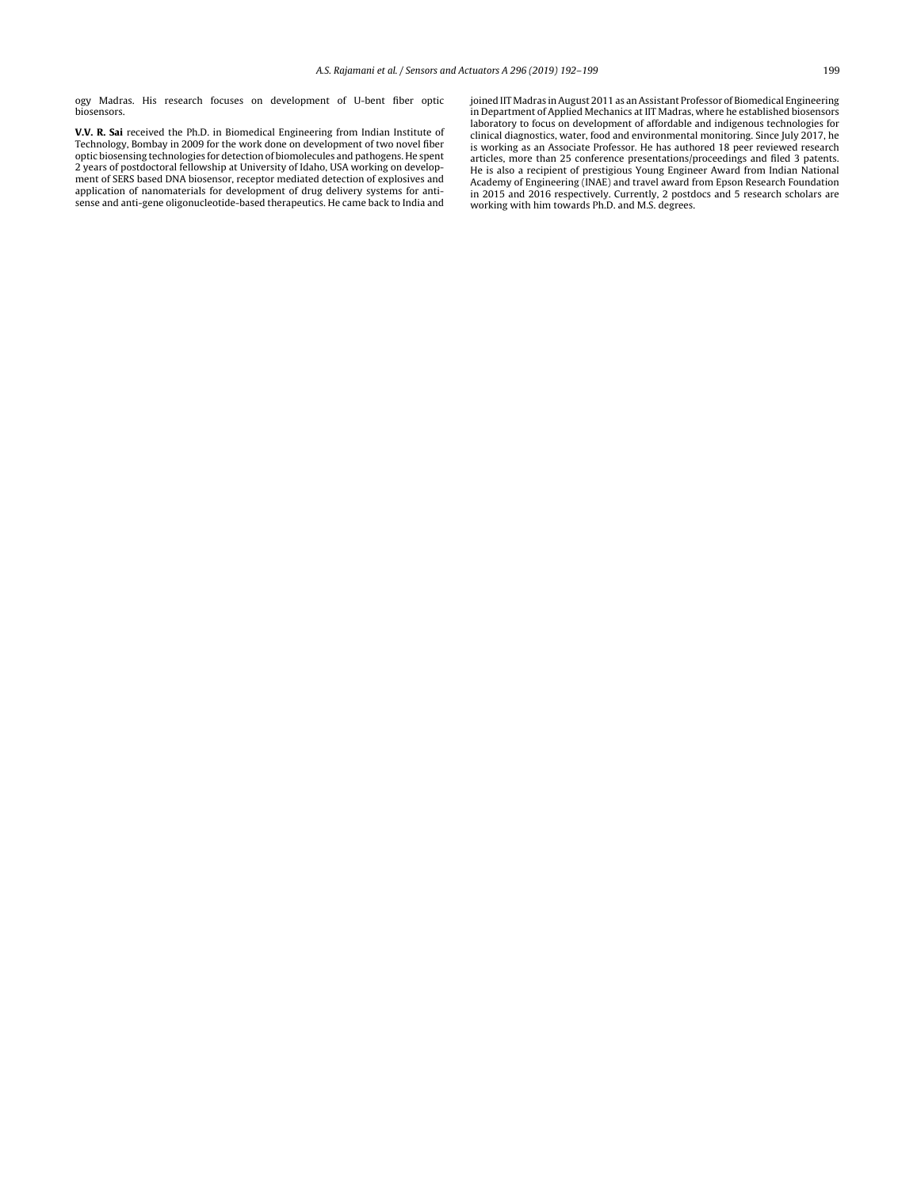ogy Madras. His research focuses on development of U-bent fiber optic biosensors.

**V.V. R. Sai** received the Ph.D. in Biomedical Engineering from Indian Institute of Technology, Bombay in 2009 for the work done on development of two novel fiber optic biosensing technologies for detection of biomolecules and pathogens. He spent 2 years of postdoctoral fellowship at University of Idaho, USA working on development of SERS based DNA biosensor, receptor mediated detection of explosives and application of nanomaterials for development of drug delivery systems for antisense and anti-gene oligonucleotide-based therapeutics. He came back to India and joined IIT Madras in August 2011 as an Assistant Professor of Biomedical Engineering in Department of Applied Mechanics at IIT Madras, where he established biosensors laboratory to focus on development of affordable and indigenous technologies for clinical diagnostics, water, food and environmental monitoring. Since July 2017, he is working as an Associate Professor. He has authored 18 peer reviewed research articles, more than 25 conference presentations/proceedings and filed 3 patents. He is also a recipient of prestigious Young Engineer Award from Indian National Academy of Engineering (INAE) and travel award from Epson Research Foundation in 2015 and 2016 respectively. Currently, 2 postdocs and 5 research scholars are working with him towards Ph.D. and M.S. degrees.